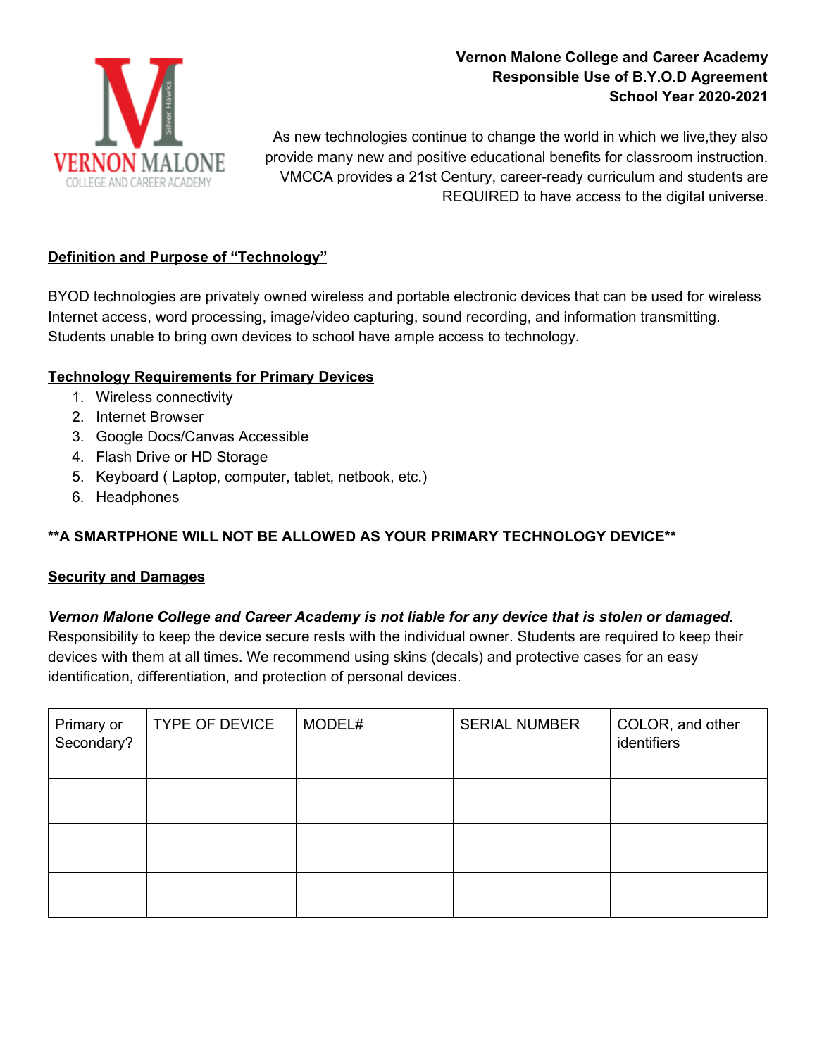**Vernon Malone College and Career Academy**
**Responsible Use of B.Y.O.D Agreement**
**School Year 2020-2021**

As new technologies continue to change the world in which we live,they also provide many new and positive educational benefits for classroom instruction. VMCCA provides a 21st Century, career-ready curriculum and students are REQUIRED to have access to the digital universe.

## Definition and Purpose of "Technology"

BYOD technologies are privately owned wireless and portable electronic devices that can be used for wireless Internet access, word processing, image/video capturing, sound recording, and information transmitting. Students unable to bring own devices to school have ample access to technology.

## Technology Requirements for Primary Devices

1. Wireless connectivity
2. Internet Browser
3. Google Docs/Canvas Accessible
4. Flash Drive or HD Storage
5. Keyboard ( Laptop, computer, tablet, netbook, etc.)
6. Headphones

**\*\*A SMARTPHONE WILL NOT BE ALLOWED AS YOUR PRIMARY TECHNOLOGY DEVICE\*\***

## Security and Damages

***Vernon Malone College and Career Academy is not liable for any device that is stolen or damaged.*** Responsibility to keep the device secure rests with the individual owner. Students are required to keep their devices with them at all times. We recommend using skins (decals) and protective cases for an easy identification, differentiation, and protection of personal devices.

| Primary or Secondary? | TYPE OF DEVICE | MODEL# | SERIAL NUMBER | COLOR, and other identifiers |
|---|---|---|---|---|
| | | | | |
| | | | | |
| | | | | |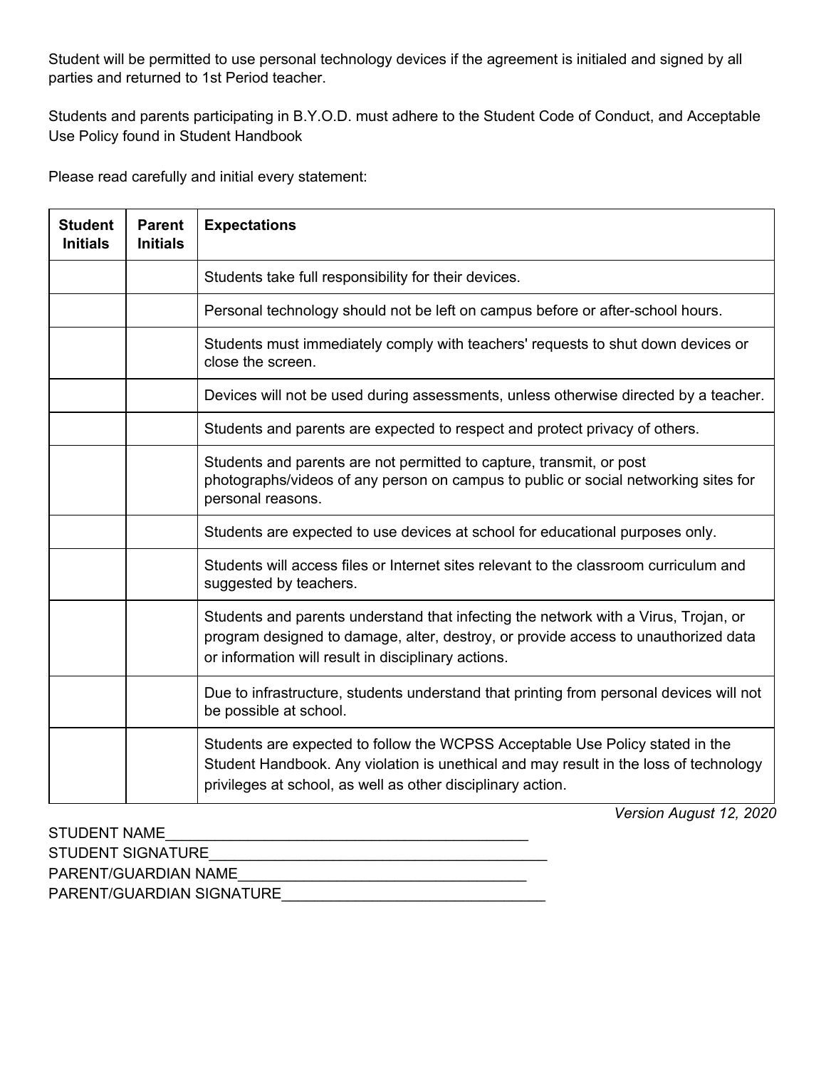Student will be permitted to use personal technology devices if the agreement is initialed and signed by all parties and returned to 1st Period teacher.

Students and parents participating in B.Y.O.D. must adhere to the Student Code of Conduct, and Acceptable Use Policy found in Student Handbook

Please read carefully and initial every statement:

| Student Initials | Parent Initials | Expectations |
|---|---|---|
| | | Students take full responsibility for their devices. |
| | | Personal technology should not be left on campus before or after-school hours. |
| | | Students must immediately comply with teachers' requests to shut down devices or close the screen. |
| | | Devices will not be used during assessments, unless otherwise directed by a teacher. |
| | | Students and parents are expected to respect and protect privacy of others. |
| | | Students and parents are not permitted to capture, transmit, or post photographs/videos of any person on campus to public or social networking sites for personal reasons. |
| | | Students are expected to use devices at school for educational purposes only. |
| | | Students will access files or Internet sites relevant to the classroom curriculum and suggested by teachers. |
| | | Students and parents understand that infecting the network with a Virus, Trojan, or program designed to damage, alter, destroy, or provide access to unauthorized data or information will result in disciplinary actions. |
| | | Due to infrastructure, students understand that printing from personal devices will not be possible at school. |
| | | Students are expected to follow the WCPSS Acceptable Use Policy stated in the Student Handbook. Any violation is unethical and may result in the loss of technology privileges at school, as well as other disciplinary action. |

*Version August 12, 2020*

STUDENT NAME_____________________________________________

STUDENT SIGNATURE__________________________________________

PARENT/GUARDIAN NAME____________________________________

PARENT/GUARDIAN SIGNATURE________________________________